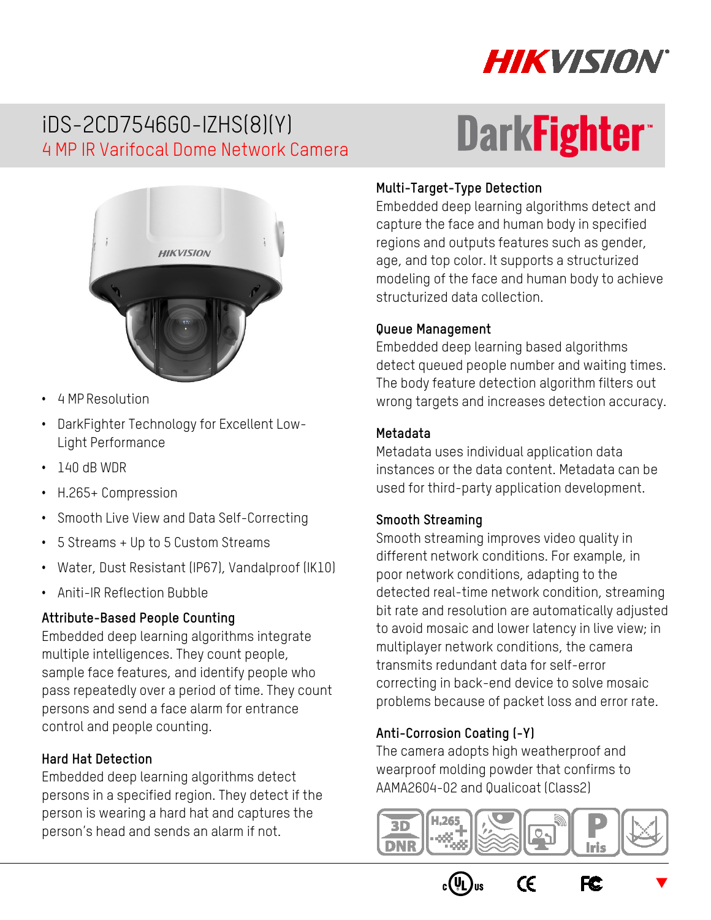# iDS-2CD7546G0-IZHS(8)(Y)

## 4 MP IR Varifocal Dome Network Camera

- 4 MP Resolution
- DarkFighter Technology for Excellent Low-Light Performance
- 140 dB WDR
- H.265+ Compression
- Smooth Live View and Data Self-Correcting
- 5 Streams + Up to 5 Custom Streams
- Water, Dust Resistant (IP67), Vandalproof (IK10)
- Aniti-IR Reflection Bubble

### Attribute-Based People Counting

Embedded deep learning algorithms integrate multiple intelligences. They count people, sample face features, and identify people who pass repeatedly over a period of time. They count persons and send a face alarm for entrance control and people counting.

### Hard Hat Detection

Embedded deep learning algorithms detect persons in a specified region. They detect if the person is wearing a hard hat and captures the person's head and sends an alarm if not.

### Multi-Target-Type Detection

Embedded deep learning algorithms detect and capture the face and human body in specified regions and outputs features such as gender, age, and top color. It supports a structurized modeling of the face and human body to achieve structurized data collection.

### Queue Management

Embedded deep learning based algorithms detect queued people number and waiting times. The body feature detection algorithm filters out wrong targets and increases detection accuracy.

### Metadata

Metadata uses individual application data instances or the data content. Metadata can be used for third-party application development.

### Smooth Streaming

Smooth streaming improves video quality in different network conditions. For example, in poor network conditions, adapting to the detected real-time network condition, streaming bit rate and resolution are automatically adjusted to avoid mosaic and lower latency in live view; in multiplayer network conditions, the camera transmits redundant data for self-error correcting in back-end device to solve mosaic problems because of packet loss and error rate.

### Anti-Corrosion Coating (-Y)

The camera adopts high weatherproof and wearproof molding powder that confirms to AAMA2604-02 and Qualicoat (Class2)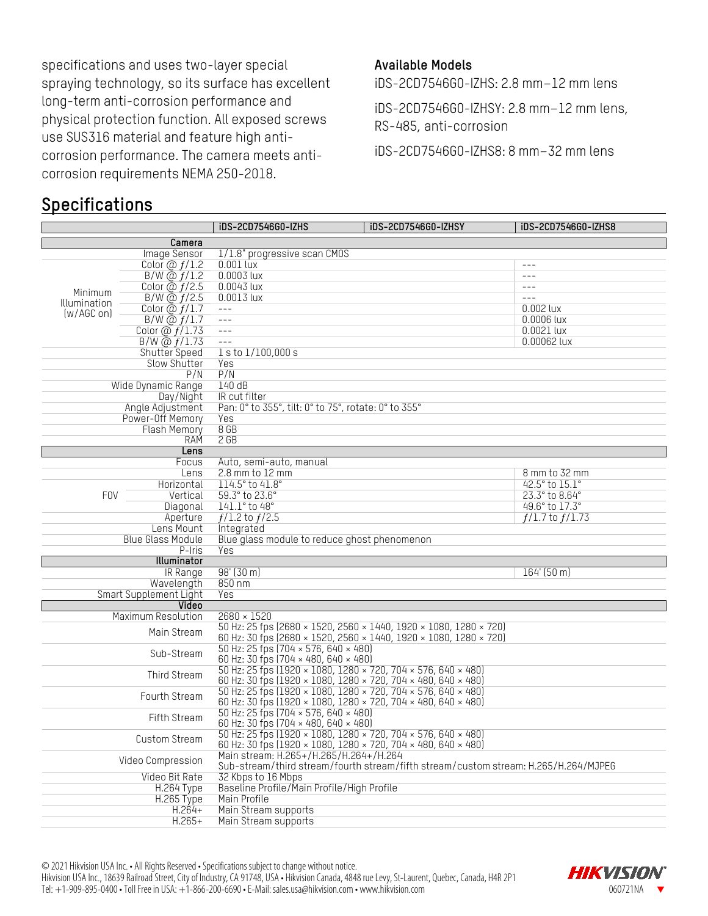specifications and uses two-layer special spraying technology, so its surface has excellent long-term anti-corrosion performance and physical protection function. All exposed screws use SUS316 material and feature high anti-corrosion performance. The camera meets anti-corrosion requirements NEMA 250-2018.

**Available Models**

iDS-2CD7546G0-IZHS: 2.8 mm–12 mm lens

iDS-2CD7546G0-IZHSY: 2.8 mm–12 mm lens, RS-485, anti-corrosion

iDS-2CD7546G0-IZHS8: 8 mm–32 mm lens

## Specifications

| | | iDS-2CD7546G0-IZHS | iDS-2CD7546G0-IZHSY | iDS-2CD7546G0-IZHS8 |
|---|---|---|---|---|
| **Camera** | | | | |
| Image Sensor | | 1/1.8" progressive scan CMOS | | |
| Minimum Illumination (w/AGC on) | Color @ ƒ/1.2 | 0.001 lux | | --- |
| | B/W @ ƒ/1.2 | 0.0003 lux | | --- |
| | Color @ ƒ/2.5 | 0.0043 lux | | --- |
| | B/W @ ƒ/2.5 | 0.0013 lux | | --- |
| | Color @ ƒ/1.7 | --- | | 0.002 lux |
| | B/W @ ƒ/1.7 | --- | | 0.0006 lux |
| | Color @ ƒ/1.73 | --- | | 0.0021 lux |
| | B/W @ ƒ/1.73 | --- | | 0.00062 lux |
| Shutter Speed | | 1 s to 1/100,000 s | | |
| Slow Shutter | | Yes | | |
| P/N | | P/N | | |
| Wide Dynamic Range | | 140 dB | | |
| Day/Night | | IR cut filter | | |
| Angle Adjustment | | Pan: 0° to 355°, tilt: 0° to 75°, rotate: 0° to 355° | | |
| Power-Off Memory | | Yes | | |
| Flash Memory | | 8 GB | | |
| RAM | | 2 GB | | |
| **Lens** | | | | |
| Focus | | Auto, semi-auto, manual | | |
| Lens | | 2.8 mm to 12 mm | | 8 mm to 32 mm |
| FOV | Horizontal | 114.5° to 41.8° | | 42.5° to 15.1° |
| | Vertical | 59.3° to 23.6° | | 23.3° to 8.64° |
| | Diagonal | 141.1° to 48° | | 49.6° to 17.3° |
| Aperture | | ƒ/1.2 to ƒ/2.5 | | ƒ/1.7 to ƒ/1.73 |
| Lens Mount | | Integrated | | |
| Blue Glass Module | | Blue glass module to reduce ghost phenomenon | | |
| P-Iris | | Yes | | |
| **Illuminator** | | | | |
| IR Range | | 98' (30 m) | | 164' (50 m) |
| Wavelength | | 850 nm | | |
| Smart Supplement Light | | Yes | | |
| **Video** | | | | |
| Maximum Resolution | | 2680 × 1520 | | |
| Main Stream | | 50 Hz: 25 fps (2680 × 1520, 2560 × 1440, 1920 × 1080, 1280 × 720)<br>60 Hz: 30 fps (2680 × 1520, 2560 × 1440, 1920 × 1080, 1280 × 720) | | |
| Sub-Stream | | 50 Hz: 25 fps (704 × 576, 640 × 480)<br>60 Hz: 30 fps (704 × 480, 640 × 480) | | |
| Third Stream | | 50 Hz: 25 fps (1920 × 1080, 1280 × 720, 704 × 576, 640 × 480)<br>60 Hz: 30 fps (1920 × 1080, 1280 × 720, 704 × 480, 640 × 480) | | |
| Fourth Stream | | 50 Hz: 25 fps (1920 × 1080, 1280 × 720, 704 × 576, 640 × 480)<br>60 Hz: 30 fps (1920 × 1080, 1280 × 720, 704 × 480, 640 × 480) | | |
| Fifth Stream | | 50 Hz: 25 fps (704 × 576, 640 × 480)<br>60 Hz: 30 fps (704 × 480, 640 × 480) | | |
| Custom Stream | | 50 Hz: 25 fps (1920 × 1080, 1280 × 720, 704 × 576, 640 × 480)<br>60 Hz: 30 fps (1920 × 1080, 1280 × 720, 704 × 480, 640 × 480) | | |
| Video Compression | | Main stream: H.265+/H.265/H.264+/H.264<br>Sub-stream/third stream/fourth stream/fifth stream/custom stream: H.265/H.264/MJPEG | | |
| Video Bit Rate | | 32 Kbps to 16 Mbps | | |
| H.264 Type | | Baseline Profile/Main Profile/High Profile | | |
| H.265 Type | | Main Profile | | |
| H.264+ | | Main Stream supports | | |
| H.265+ | | Main Stream supports | | |

© 2021 Hikvision USA Inc. • All Rights Reserved • Specifications subject to change without notice.
Hikvision USA Inc., 18639 Railroad Street, City of Industry, CA 91748, USA • Hikvision Canada, 4848 rue Levy, St-Laurent, Quebec, Canada, H4R 2P1
Tel: +1-909-895-0400 • Toll Free in USA: +1-866-200-6690 • E-Mail: sales.usa@hikvision.com • www.hikvision.com

060721NA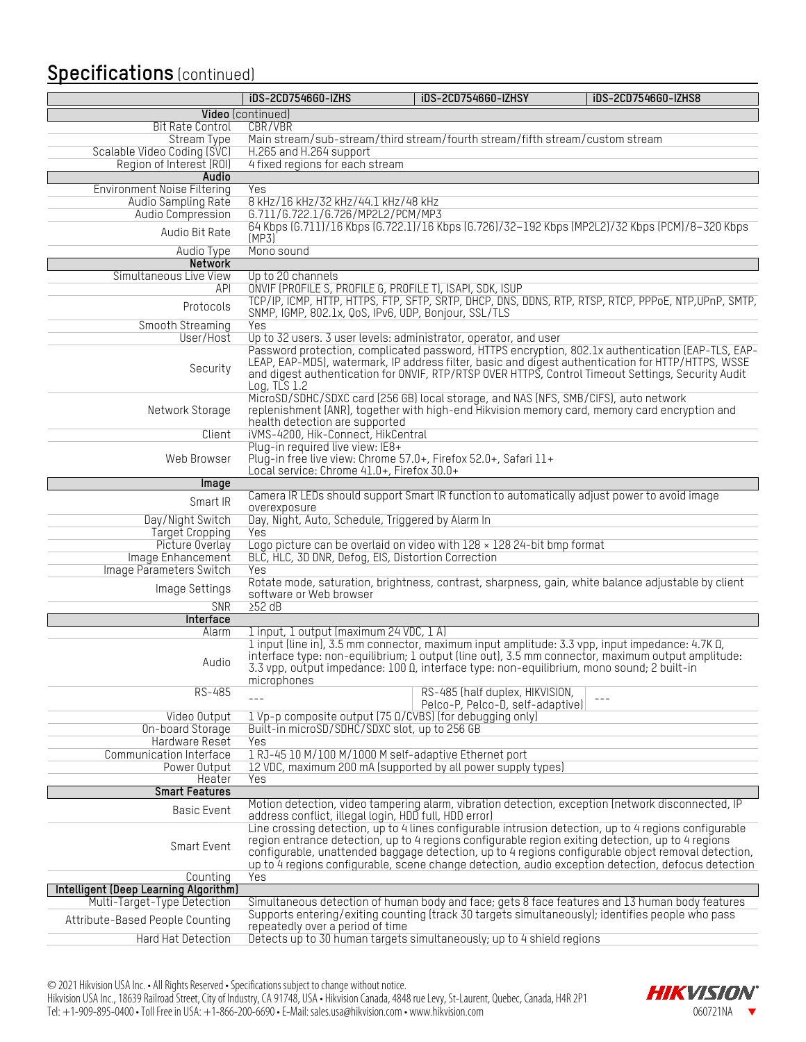## Specifications (continued)

| | iDS-2CD7546G0-IZHS | iDS-2CD7546G0-IZHSY | iDS-2CD7546G0-IZHS8 |
|---|---|---|---|
| **Video** (continued) | | | |
| Bit Rate Control | CBR/VBR | | |
| Stream Type | Main stream/sub-stream/third stream/fourth stream/fifth stream/custom stream | | |
| Scalable Video Coding (SVC) | H.265 and H.264 support | | |
| Region of Interest (ROI) | 4 fixed regions for each stream | | |
| **Audio** | | | |
| Environment Noise Filtering | Yes | | |
| Audio Sampling Rate | 8 kHz/16 kHz/32 kHz/44.1 kHz/48 kHz | | |
| Audio Compression | G.711/G.722.1/G.726/MP2L2/PCM/MP3 | | |
| Audio Bit Rate | 64 Kbps (G.711)/16 Kbps (G.722.1)/16 Kbps (G.726)/32–192 Kbps (MP2L2)/32 Kbps (PCM)/8–320 Kbps (MP3) | | |
| Audio Type | Mono sound | | |
| **Network** | | | |
| Simultaneous Live View | Up to 20 channels | | |
| API | ONVIF (PROFILE S, PROFILE G, PROFILE T), ISAPI, SDK, ISUP | | |
| Protocols | TCP/IP, ICMP, HTTP, HTTPS, FTP, SFTP, SRTP, DHCP, DNS, DDNS, RTP, RTSP, RTCP, PPPoE, NTP,UPnP, SMTP, SNMP, IGMP, 802.1x, QoS, IPv6, UDP, Bonjour, SSL/TLS | | |
| Smooth Streaming | Yes | | |
| User/Host | Up to 32 users. 3 user levels: administrator, operator, and user | | |
| Security | Password protection, complicated password, HTTPS encryption, 802.1x authentication (EAP-TLS, EAP-LEAP, EAP-MD5), watermark, IP address filter, basic and digest authentication for HTTP/HTTPS, WSSE and digest authentication for ONVIF, RTP/RTSP OVER HTTPS, Control Timeout Settings, Security Audit Log, TLS 1.2 | | |
| Network Storage | MicroSD/SDHC/SDXC card (256 GB) local storage, and NAS (NFS, SMB/CIFS), auto network replenishment (ANR), together with high-end Hikvision memory card, memory card encryption and health detection are supported | | |
| Client | iVMS-4200, Hik-Connect, HikCentral | | |
| Web Browser | Plug-in required live view: IE8+<br>Plug-in free live view: Chrome 57.0+, Firefox 52.0+, Safari 11+<br>Local service: Chrome 41.0+, Firefox 30.0+ | | |
| **Image** | | | |
| Smart IR | Camera IR LEDs should support Smart IR function to automatically adjust power to avoid image overexposure | | |
| Day/Night Switch | Day, Night, Auto, Schedule, Triggered by Alarm In | | |
| Target Cropping | Yes | | |
| Picture Overlay | Logo picture can be overlaid on video with 128 × 128 24-bit bmp format | | |
| Image Enhancement | BLC, HLC, 3D DNR, Defog, EIS, Distortion Correction | | |
| Image Parameters Switch | Yes | | |
| Image Settings | Rotate mode, saturation, brightness, contrast, sharpness, gain, white balance adjustable by client software or Web browser | | |
| SNR | ≥52 dB | | |
| **Interface** | | | |
| Alarm | 1 input, 1 output (maximum 24 VDC, 1 A) | | |
| Audio | 1 input (line in), 3.5 mm connector, maximum input amplitude: 3.3 vpp, input impedance: 4.7K Ω, interface type: non-equilibrium; 1 output (line out), 3.5 mm connector, maximum output amplitude: 3.3 vpp, output impedance: 100 Ω, interface type: non-equilibrium, mono sound; 2 built-in microphones | | |
| RS-485 | --- | RS-485 (half duplex, HIKVISION, Pelco-P, Pelco-D, self-adaptive) | --- |
| Video Output | 1 Vp-p composite output (75 Ω/CVBS) (for debugging only) | | |
| On-board Storage | Built-in microSD/SDHC/SDXC slot, up to 256 GB | | |
| Hardware Reset | Yes | | |
| Communication Interface | 1 RJ-45 10 M/100 M/1000 M self-adaptive Ethernet port | | |
| Power Output | 12 VDC, maximum 200 mA (supported by all power supply types) | | |
| Heater | Yes | | |
| **Smart Features** | | | |
| Basic Event | Motion detection, video tampering alarm, vibration detection, exception (network disconnected, IP address conflict, illegal login, HDD full, HDD error) | | |
| Smart Event | Line crossing detection, up to 4 lines configurable intrusion detection, up to 4 regions configurable region entrance detection, up to 4 regions configurable region exiting detection, up to 4 regions configurable, unattended baggage detection, up to 4 regions configurable object removal detection, up to 4 regions configurable, scene change detection, audio exception detection, defocus detection | | |
| Counting | Yes | | |
| **Intelligent (Deep Learning Algorithm)** | | | |
| Multi-Target-Type Detection | Simultaneous detection of human body and face; gets 8 face features and 13 human body features | | |
| Attribute-Based People Counting | Supports entering/exiting counting (track 30 targets simultaneously); identifies people who pass repeatedly over a period of time | | |
| Hard Hat Detection | Detects up to 30 human targets simultaneously; up to 4 shield regions | | |

© 2021 Hikvision USA Inc. • All Rights Reserved • Specifications subject to change without notice.
Hikvision USA Inc., 18639 Railroad Street, City of Industry, CA 91748, USA • Hikvision Canada, 4848 rue Levy, St-Laurent, Quebec, Canada, H4R 2P1
Tel: +1-909-895-0400 • Toll Free in USA: +1-866-200-6690 • E-Mail: sales.usa@hikvision.com • www.hikvision.com

060721NA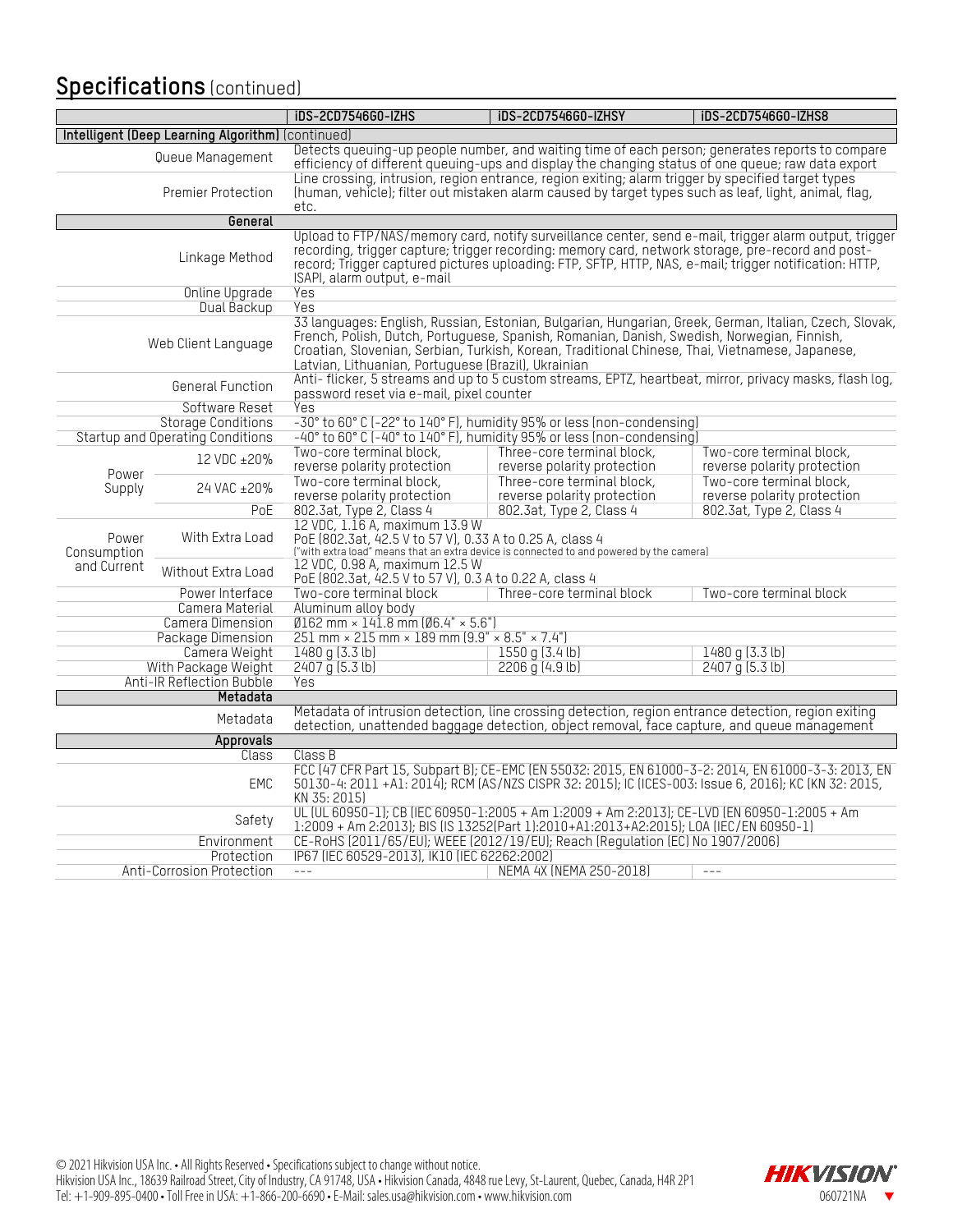## Specifications (continued)

| | | iDS-2CD7546G0-IZHS | iDS-2CD7546G0-IZHSY | iDS-2CD7546G0-IZHS8 |
|---|---|---|---|---|
| **Intelligent (Deep Learning Algorithm)** (continued) | | | | |
| Queue Management | | Detects queuing-up people number, and waiting time of each person; generates reports to compare efficiency of different queuing-ups and display the changing status of one queue; raw data export | | |
| Premier Protection | | Line crossing, intrusion, region entrance, region exiting; alarm trigger by specified target types (human, vehicle); filter out mistaken alarm caused by target types such as leaf, light, animal, flag, etc. | | |
| **General** | | | | |
| Linkage Method | | Upload to FTP/NAS/memory card, notify surveillance center, send e-mail, trigger alarm output, trigger recording, trigger capture; trigger recording: memory card, network storage, pre-record and post-record; Trigger captured pictures uploading: FTP, SFTP, HTTP, NAS, e-mail; trigger notification: HTTP, ISAPI, alarm output, e-mail | | |
| Online Upgrade | | Yes | | |
| Dual Backup | | Yes | | |
| Web Client Language | | 33 languages: English, Russian, Estonian, Bulgarian, Hungarian, Greek, German, Italian, Czech, Slovak, French, Polish, Dutch, Portuguese, Spanish, Romanian, Danish, Swedish, Norwegian, Finnish, Croatian, Slovenian, Serbian, Turkish, Korean, Traditional Chinese, Thai, Vietnamese, Japanese, Latvian, Lithuanian, Portuguese (Brazil), Ukrainian | | |
| General Function | | Anti- flicker, 5 streams and up to 5 custom streams, EPTZ, heartbeat, mirror, privacy masks, flash log, password reset via e-mail, pixel counter | | |
| Software Reset | | Yes | | |
| Storage Conditions | | -30° to 60° C (-22° to 140° F), humidity 95% or less (non-condensing) | | |
| Startup and Operating Conditions | | -40° to 60° C (-40° to 140° F), humidity 95% or less (non-condensing) | | |
| Power Supply | 12 VDC ±20% | Two-core terminal block, reverse polarity protection | Three-core terminal block, reverse polarity protection | Two-core terminal block, reverse polarity protection |
| | 24 VAC ±20% | Two-core terminal block, reverse polarity protection | Three-core terminal block, reverse polarity protection | Two-core terminal block, reverse polarity protection |
| | PoE | 802.3at, Type 2, Class 4 | 802.3at, Type 2, Class 4 | 802.3at, Type 2, Class 4 |
| Power Consumption and Current | With Extra Load | 12 VDC, 1.16 A, maximum 13.9 W<br>PoE (802.3at, 42.5 V to 57 V), 0.33 A to 0.25 A, class 4<br>("with extra load" means that an extra device is connected to and powered by the camera) | | |
| | Without Extra Load | 12 VDC, 0.98 A, maximum 12.5 W<br>PoE (802.3at, 42.5 V to 57 V), 0.3 A to 0.22 A, class 4 | | |
| Power Interface | | Two-core terminal block | Three-core terminal block | Two-core terminal block |
| Camera Material | | Aluminum alloy body | | |
| Camera Dimension | | Ø162 mm × 141.8 mm (Ø6.4" × 5.6") | | |
| Package Dimension | | 251 mm × 215 mm × 189 mm (9.9" × 8.5" × 7.4") | | |
| Camera Weight | | 1480 g (3.3 lb) | 1550 g (3.4 lb) | 1480 g (3.3 lb) |
| With Package Weight | | 2407 g (5.3 lb) | 2206 g (4.9 lb) | 2407 g (5.3 lb) |
| Anti-IR Reflection Bubble | | Yes | | |
| **Metadata** | | | | |
| Metadata | | Metadata of intrusion detection, line crossing detection, region entrance detection, region exiting detection, unattended baggage detection, object removal, face capture, and queue management | | |
| **Approvals** | | | | |
| Class | | Class B | | |
| EMC | | FCC (47 CFR Part 15, Subpart B); CE-EMC (EN 55032: 2015, EN 61000-3-2: 2014, EN 61000-3-3: 2013, EN 50130-4: 2011 +A1: 2014); RCM (AS/NZS CISPR 32: 2015); IC (ICES-003: Issue 6, 2016); KC (KN 32: 2015, KN 35: 2015) | | |
| Safety | | UL (UL 60950-1); CB (IEC 60950-1:2005 + Am 1:2009 + Am 2:2013); CE-LVD (EN 60950-1:2005 + Am 1:2009 + Am 2:2013); BIS (IS 13252(Part 1):2010+A1:2013+A2:2015); LOA (IEC/EN 60950-1) | | |
| Environment | | CE-RoHS (2011/65/EU); WEEE (2012/19/EU); Reach (Regulation (EC) No 1907/2006) | | |
| Protection | | IP67 (IEC 60529-2013), IK10 (IEC 62262:2002) | | |
| Anti-Corrosion Protection | | --- | NEMA 4X (NEMA 250-2018) | --- |

© 2021 Hikvision USA Inc. • All Rights Reserved • Specifications subject to change without notice.
Hikvision USA Inc., 18639 Railroad Street, City of Industry, CA 91748, USA • Hikvision Canada, 4848 rue Levy, St-Laurent, Quebec, Canada, H4R 2P1
Tel: +1-909-895-0400 • Toll Free in USA: +1-866-200-6690 • E-Mail: sales.usa@hikvision.com • www.hikvision.com

HIKVISION
060721NA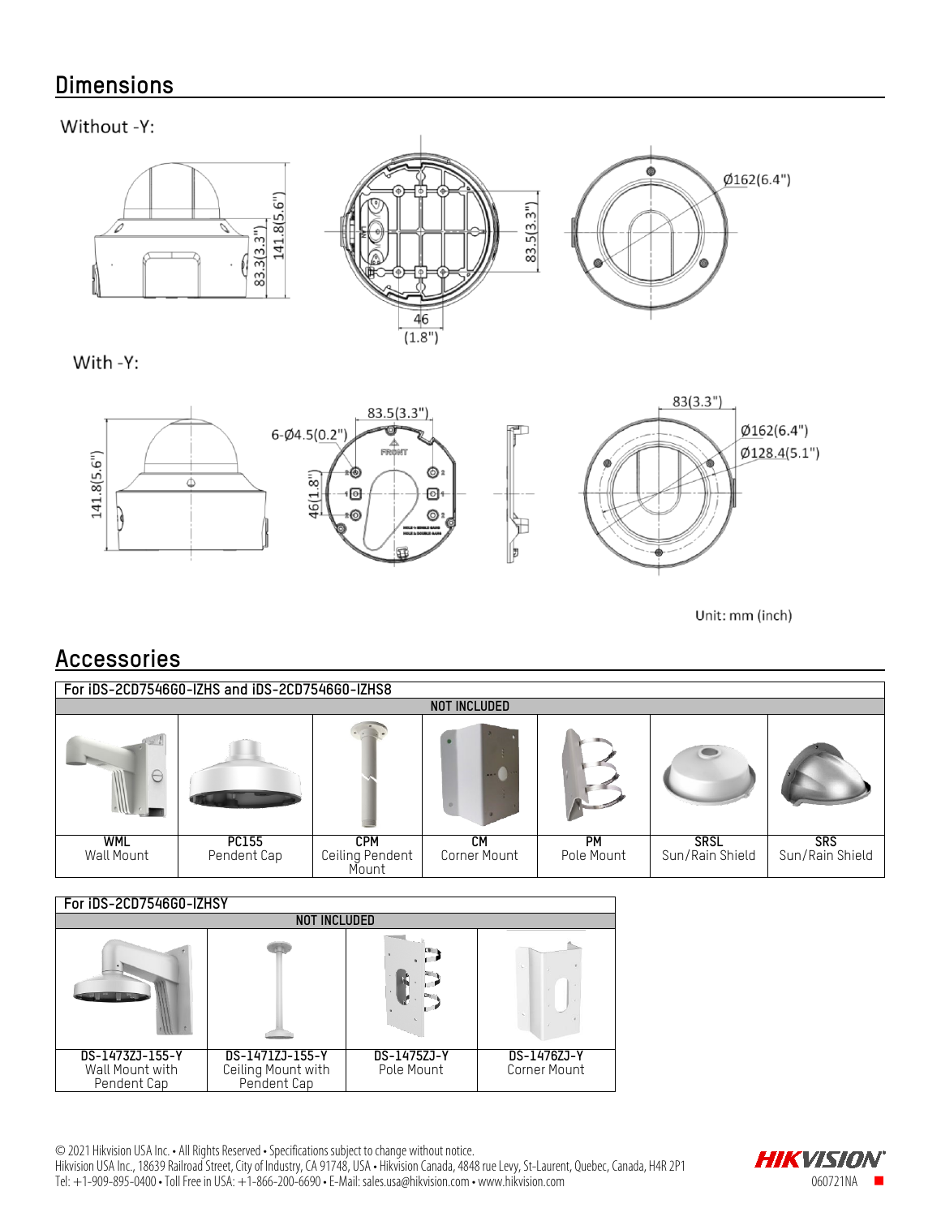## Dimensions

Without -Y:

141.8(5.6")
83.3(3.3")
83.5(3.3")
46
(1.8")
Ø162(6.4")

With -Y:

141.8(5.6")
6-Ø4.5(0.2")
83.5(3.3")
46(1.8")
83(3.3")
Ø162(6.4")
Ø128.4(5.1")

Unit: mm (inch)

## Accessories

| For iDS-2CD7546G0-IZHS and iDS-2CD7546G0-IZHS8 | | | | | | |
|---|---|---|---|---|---|---|
| NOT INCLUDED | | | | | | |
| **WML** Wall Mount | **PC155** Pendent Cap | **CPM** Ceiling Pendent Mount | **CM** Corner Mount | **PM** Pole Mount | **SRSL** Sun/Rain Shield | **SRS** Sun/Rain Shield |

| For iDS-2CD7546G0-IZHSY | | | |
|---|---|---|---|
| NOT INCLUDED | | | |
| **DS-1473ZJ-155-Y** Wall Mount with Pendent Cap | **DS-1471ZJ-155-Y** Ceiling Mount with Pendent Cap | **DS-1475ZJ-Y** Pole Mount | **DS-1476ZJ-Y** Corner Mount |

© 2021 Hikvision USA Inc. • All Rights Reserved • Specifications subject to change without notice.
Hikvision USA Inc., 18639 Railroad Street, City of Industry, CA 91748, USA • Hikvision Canada, 4848 rue Levy, St-Laurent, Quebec, Canada, H4R 2P1
Tel: +1-909-895-0400 • Toll Free in USA: +1-866-200-6690 • E-Mail: sales.usa@hikvision.com • www.hikvision.com

HIKVISION
060721NA